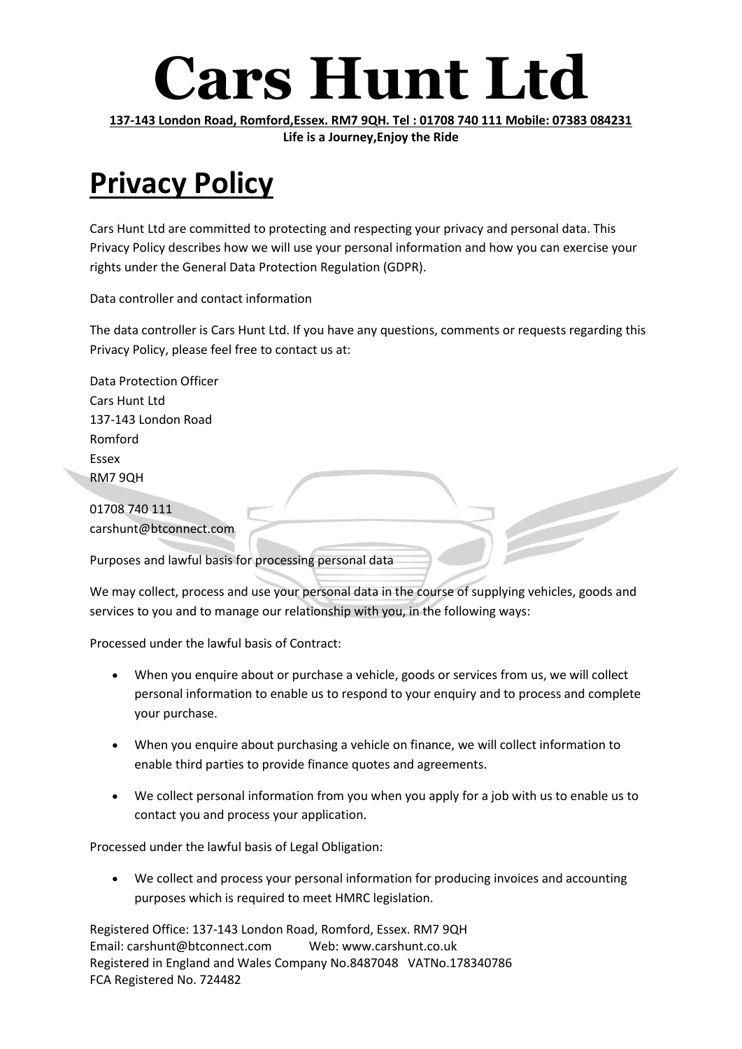# Cars Hunt Ltd

**137-143 London Road, Romford,Essex. RM7 9QH. Tel : 01708 740 111 Mobile: 07383 084231**

**Life is a Journey,Enjoy the Ride**

## Privacy Policy

Cars Hunt Ltd are committed to protecting and respecting your privacy and personal data. This Privacy Policy describes how we will use your personal information and how you can exercise your rights under the General Data Protection Regulation (GDPR).

Data controller and contact information

The data controller is Cars Hunt Ltd. If you have any questions, comments or requests regarding this Privacy Policy, please feel free to contact us at:

Data Protection Officer
Cars Hunt Ltd
137-143 London Road
Romford
Essex
RM7 9QH

01708 740 111
carshunt@btconnect.com

Purposes and lawful basis for processing personal data

We may collect, process and use your personal data in the course of supplying vehicles, goods and services to you and to manage our relationship with you, in the following ways:

Processed under the lawful basis of Contract:

- When you enquire about or purchase a vehicle, goods or services from us, we will collect personal information to enable us to respond to your enquiry and to process and complete your purchase.
- When you enquire about purchasing a vehicle on finance, we will collect information to enable third parties to provide finance quotes and agreements.
- We collect personal information from you when you apply for a job with us to enable us to contact you and process your application.

Processed under the lawful basis of Legal Obligation:

- We collect and process your personal information for producing invoices and accounting purposes which is required to meet HMRC legislation.

Registered Office: 137-143 London Road, Romford, Essex. RM7 9QH
Email: carshunt@btconnect.com Web: www.carshunt.co.uk
Registered in England and Wales Company No.8487048 VATNo.178340786
FCA Registered No. 724482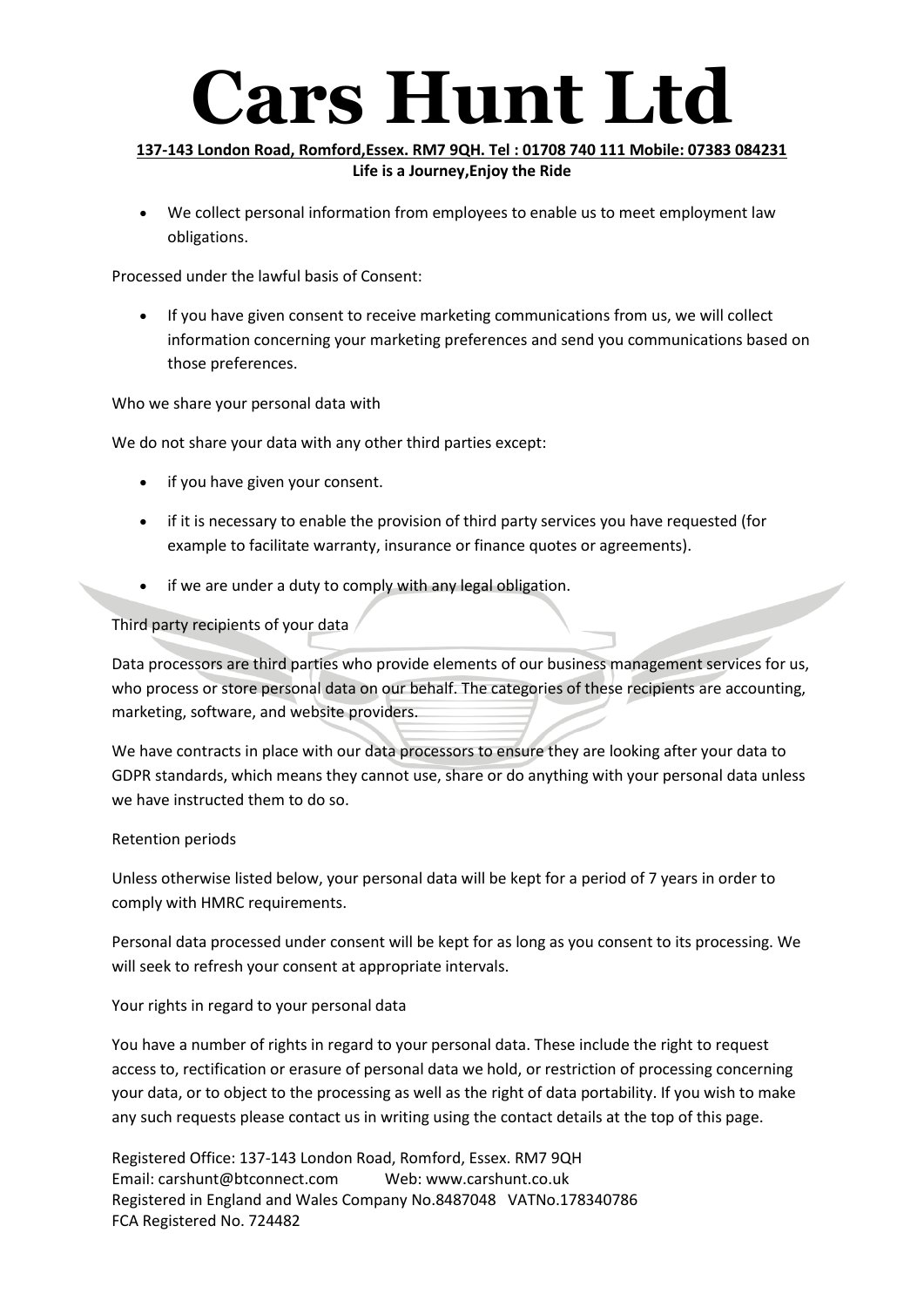- We collect personal information from employees to enable us to meet employment law obligations.

Processed under the lawful basis of Consent:

- If you have given consent to receive marketing communications from us, we will collect information concerning your marketing preferences and send you communications based on those preferences.

Who we share your personal data with

We do not share your data with any other third parties except:

- if you have given your consent.
- if it is necessary to enable the provision of third party services you have requested (for example to facilitate warranty, insurance or finance quotes or agreements).
- if we are under a duty to comply with any legal obligation.

Third party recipients of your data

Data processors are third parties who provide elements of our business management services for us, who process or store personal data on our behalf. The categories of these recipients are accounting, marketing, software, and website providers.

We have contracts in place with our data processors to ensure they are looking after your data to GDPR standards, which means they cannot use, share or do anything with your personal data unless we have instructed them to do so.

Retention periods

Unless otherwise listed below, your personal data will be kept for a period of 7 years in order to comply with HMRC requirements.

Personal data processed under consent will be kept for as long as you consent to its processing. We will seek to refresh your consent at appropriate intervals.

Your rights in regard to your personal data

You have a number of rights in regard to your personal data. These include the right to request access to, rectification or erasure of personal data we hold, or restriction of processing concerning your data, or to object to the processing as well as the right of data portability. If you wish to make any such requests please contact us in writing using the contact details at the top of this page.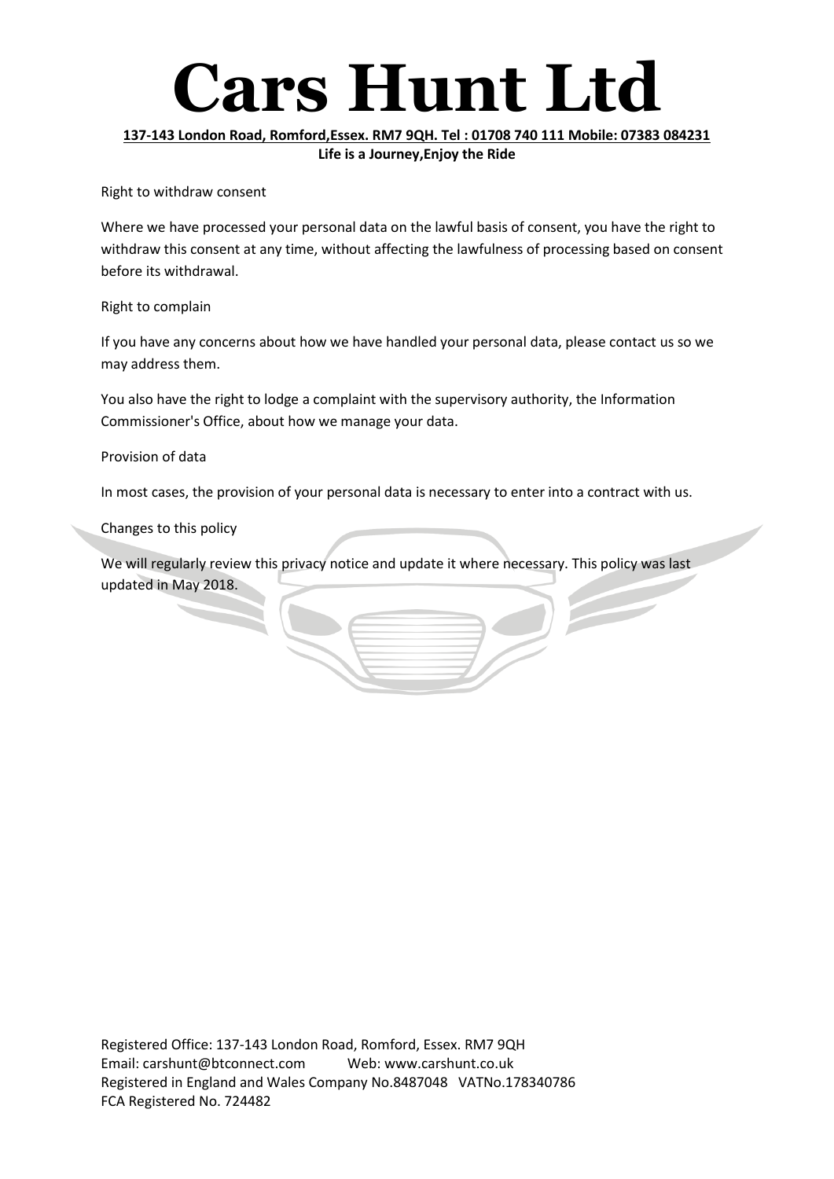Right to withdraw consent

Where we have processed your personal data on the lawful basis of consent, you have the right to withdraw this consent at any time, without affecting the lawfulness of processing based on consent before its withdrawal.

Right to complain

If you have any concerns about how we have handled your personal data, please contact us so we may address them.

You also have the right to lodge a complaint with the supervisory authority, the Information Commissioner's Office, about how we manage your data.

Provision of data

In most cases, the provision of your personal data is necessary to enter into a contract with us.

Changes to this policy

We will regularly review this privacy notice and update it where necessary. This policy was last updated in May 2018.